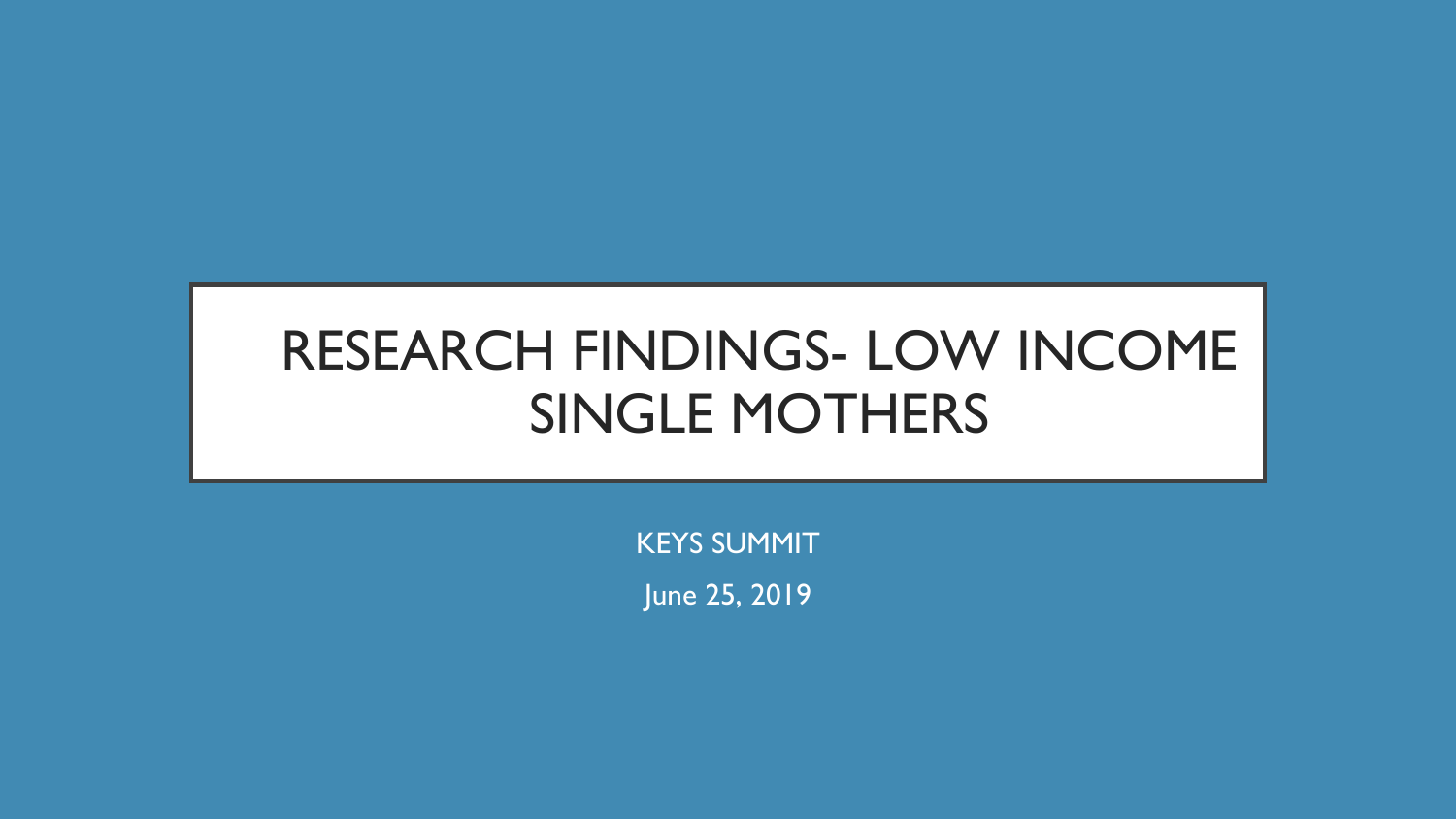# RESEARCH FINDINGS- LOW INCOME SINGLE MOTHERS

KEYS SUMMIT

June 25, 2019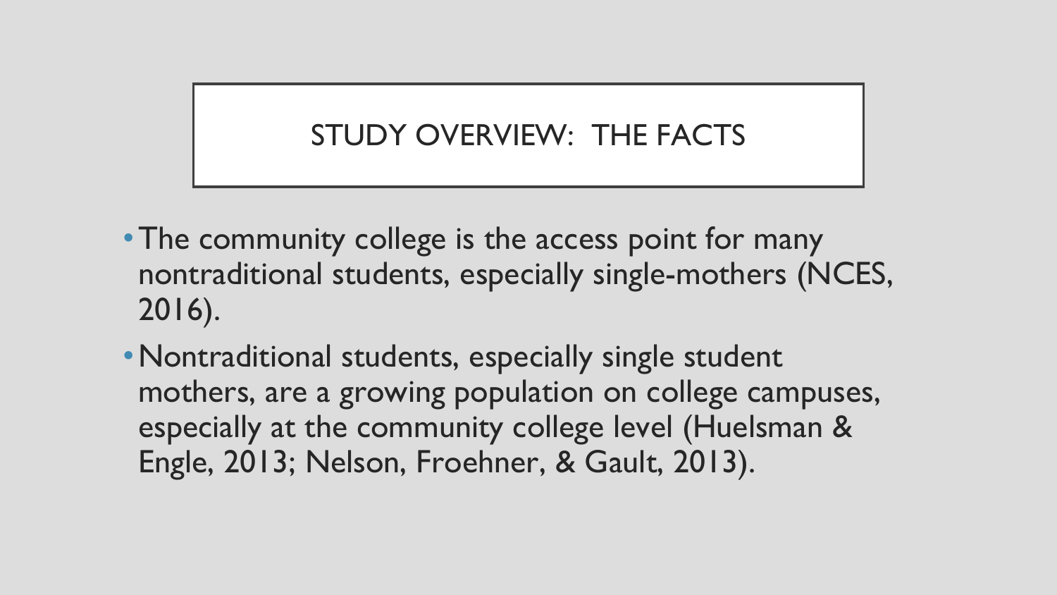# STUDY OVERVIEW: THE FACTS

- The community college is the access point for many nontraditional students, especially single-mothers (NCES, 2016).
- Nontraditional students, especially single student mothers, are a growing population on college campuses, especially at the community college level (Huelsman & Engle, 2013; Nelson, Froehner, & Gault, 2013).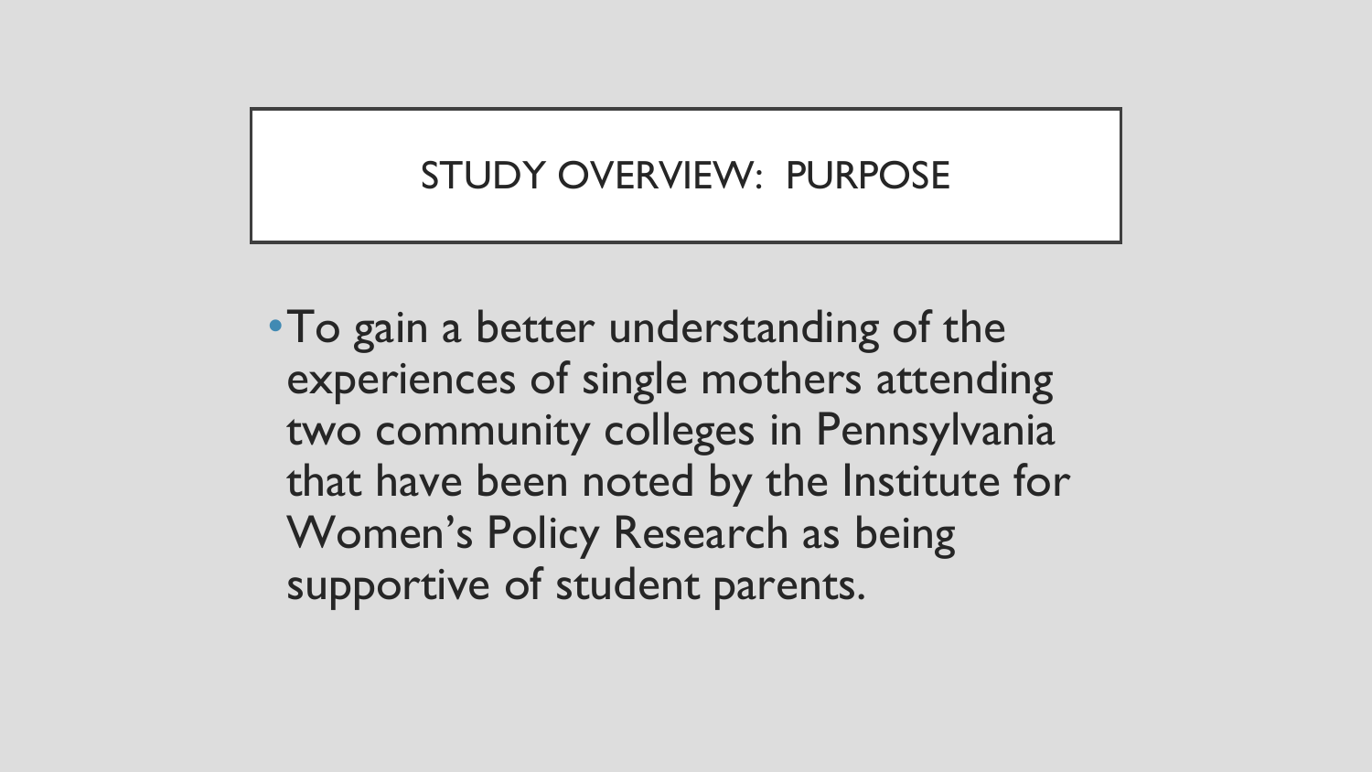## STUDY OVERVIEW: PURPOSE

- To gain a better understanding of the experiences of single mothers attending two community colleges in Pennsylvania that have been noted by the Institute for Women's Policy Research as being supportive of student parents.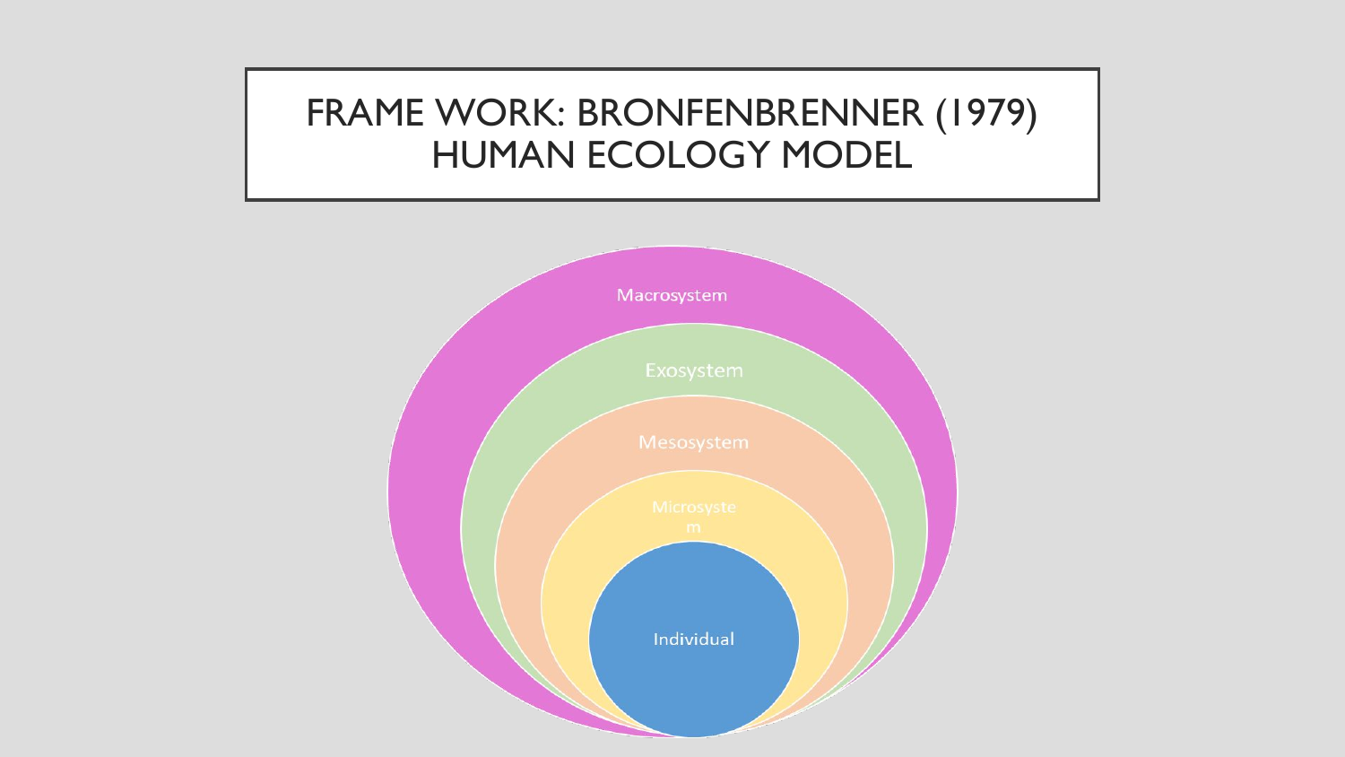# FRAME WORK: BRONFENBRENNER (1979) HUMAN ECOLOGY MODEL

- Macrosystem
- Exosystem
- Mesosystem
- Microsystem
- Individual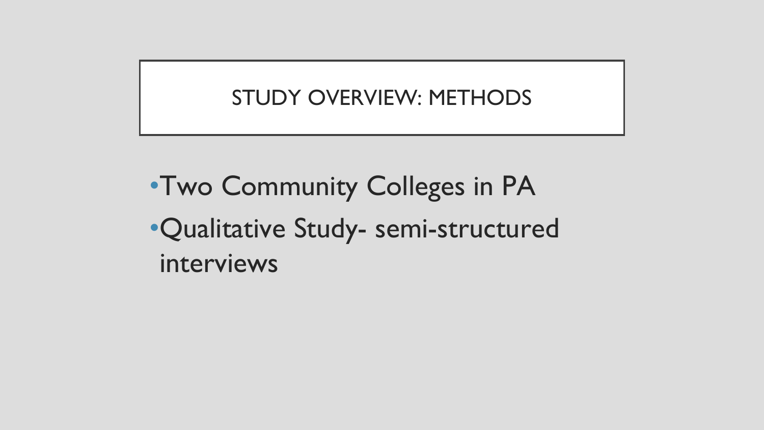## STUDY OVERVIEW: METHODS

- Two Community Colleges in PA
- Qualitative Study- semi-structured interviews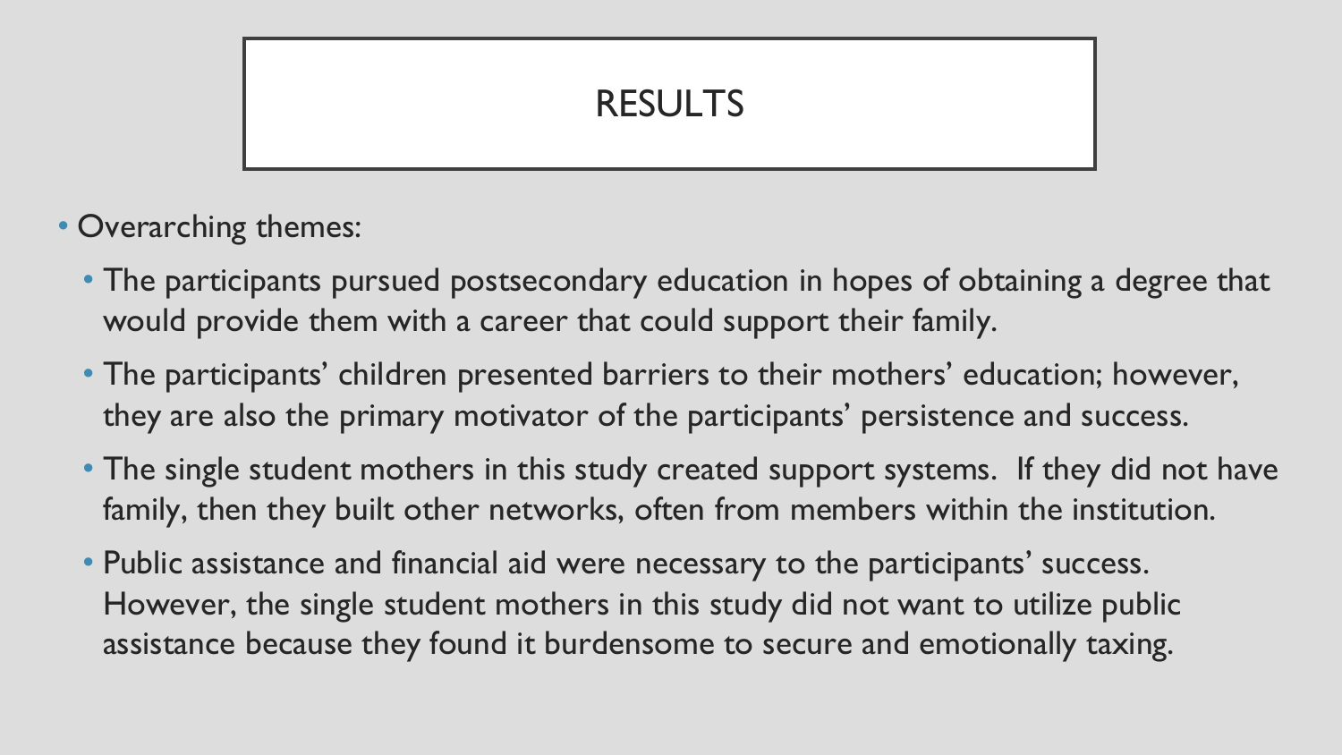# RESULTS

- Overarching themes:
  - The participants pursued postsecondary education in hopes of obtaining a degree that would provide them with a career that could support their family.
  - The participants' children presented barriers to their mothers' education; however, they are also the primary motivator of the participants' persistence and success.
  - The single student mothers in this study created support systems. If they did not have family, then they built other networks, often from members within the institution.
  - Public assistance and financial aid were necessary to the participants' success. However, the single student mothers in this study did not want to utilize public assistance because they found it burdensome to secure and emotionally taxing.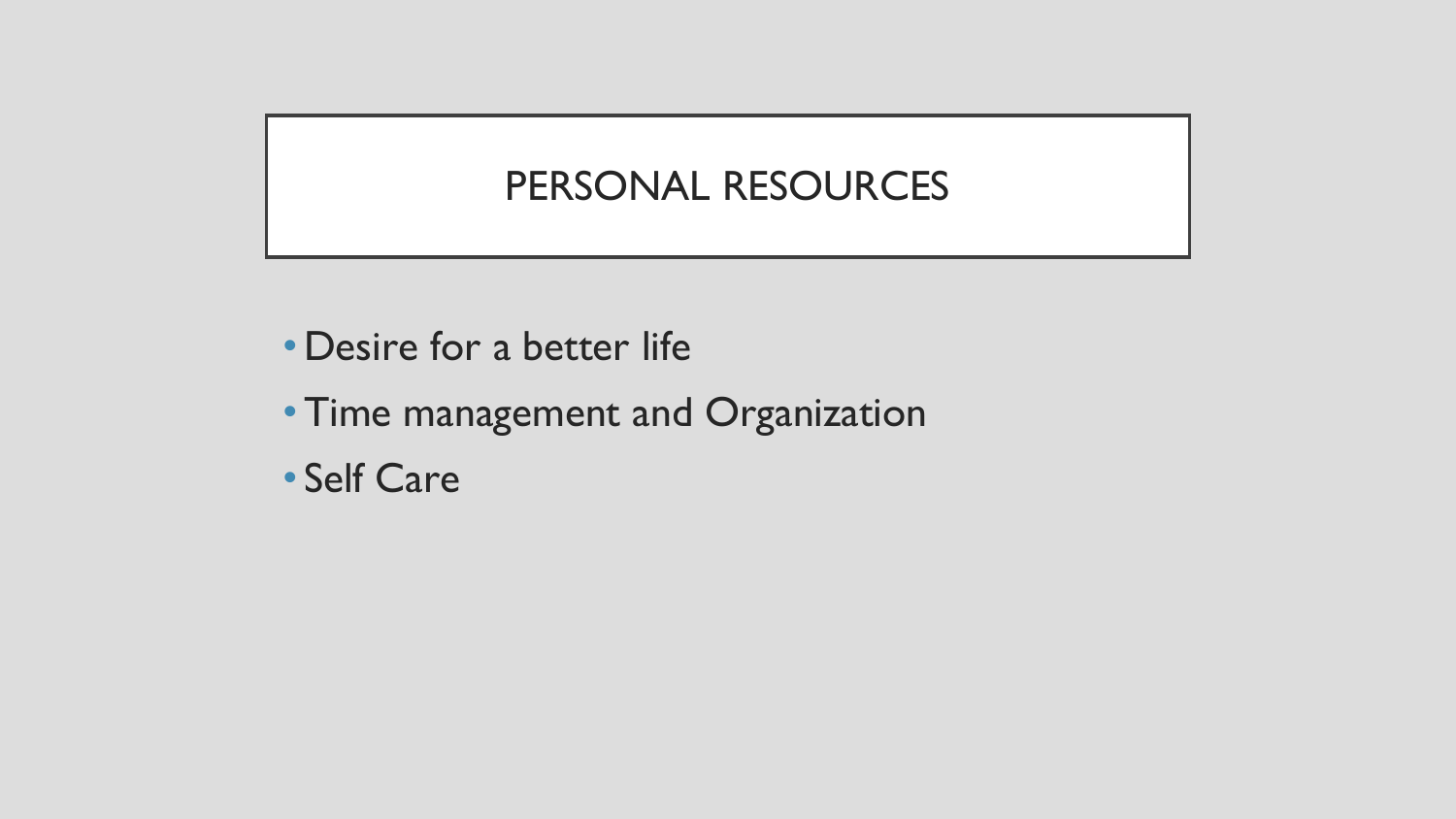# PERSONAL RESOURCES

- Desire for a better life
- Time management and Organization
- Self Care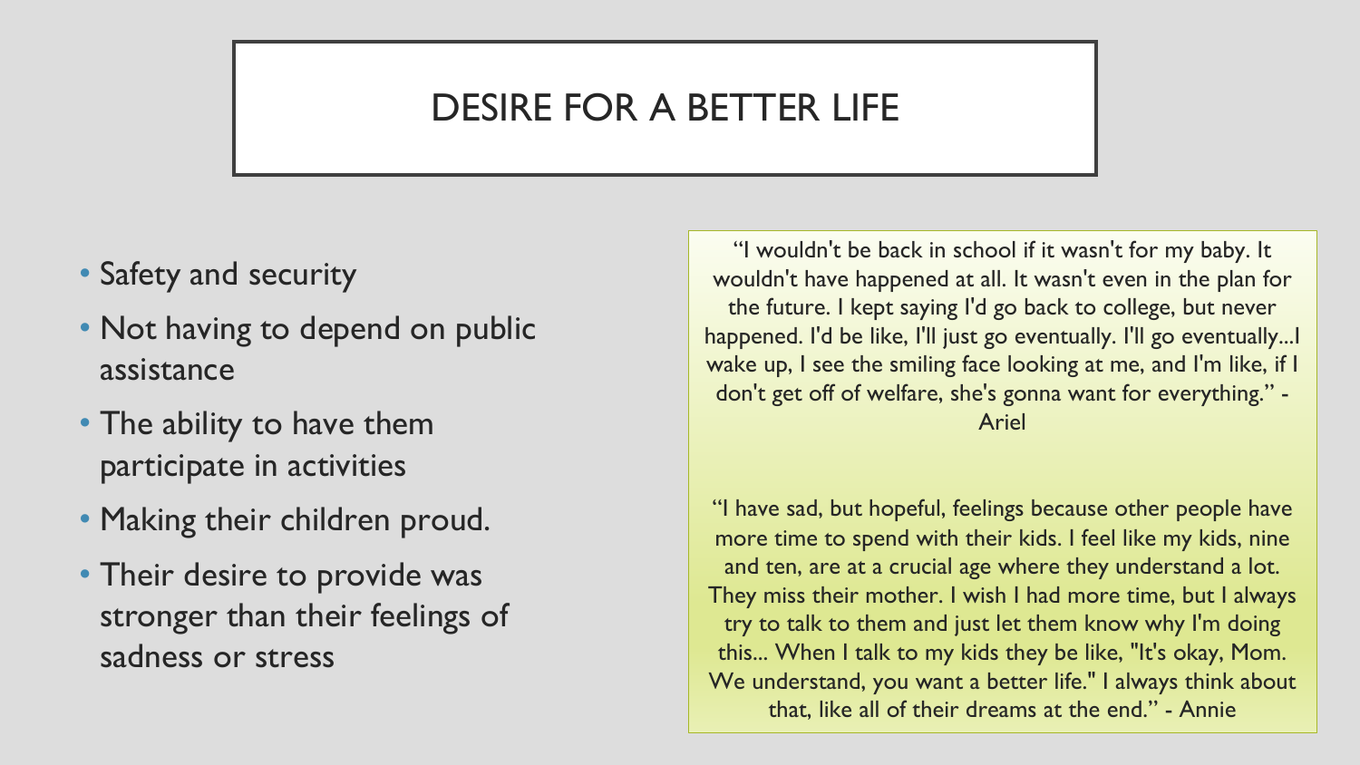# DESIRE FOR A BETTER LIFE

- Safety and security
- Not having to depend on public assistance
- The ability to have them participate in activities
- Making their children proud.
- Their desire to provide was stronger than their feelings of sadness or stress

"I wouldn't be back in school if it wasn't for my baby. It wouldn't have happened at all. It wasn't even in the plan for the future. I kept saying I'd go back to college, but never happened. I'd be like, I'll just go eventually. I'll go eventually...I wake up, I see the smiling face looking at me, and I'm like, if I don't get off of welfare, she's gonna want for everything." - Ariel

"I have sad, but hopeful, feelings because other people have more time to spend with their kids. I feel like my kids, nine and ten, are at a crucial age where they understand a lot. They miss their mother. I wish I had more time, but I always try to talk to them and just let them know why I'm doing this... When I talk to my kids they be like, "It's okay, Mom. We understand, you want a better life." I always think about that, like all of their dreams at the end." - Annie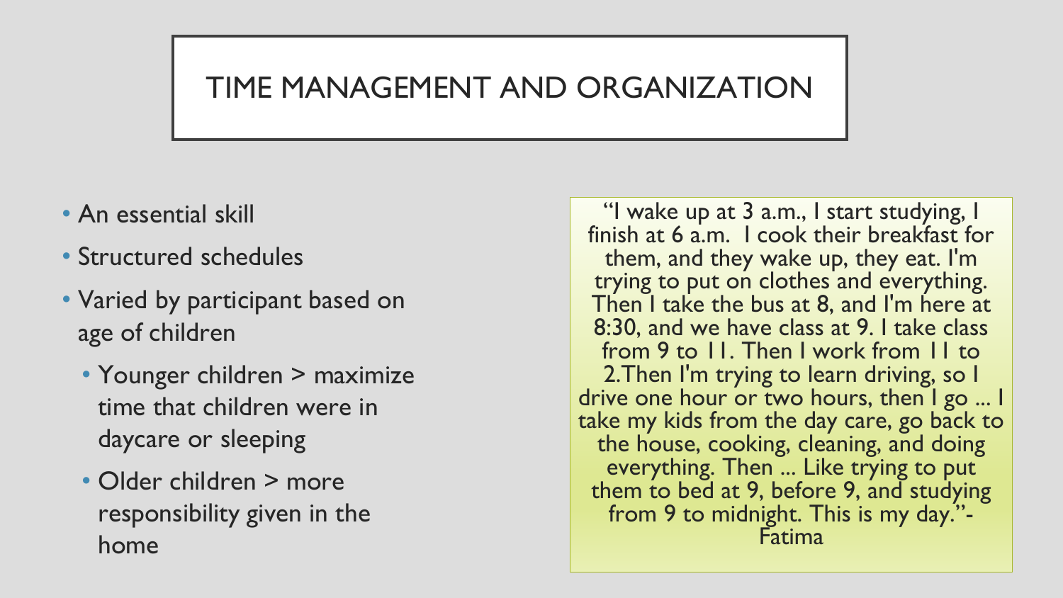# TIME MANAGEMENT AND ORGANIZATION

- An essential skill
- Structured schedules
- Varied by participant based on age of children
  - Younger children > maximize time that children were in daycare or sleeping
  - Older children > more responsibility given in the home

> "I wake up at 3 a.m., I start studying, I finish at 6 a.m. I cook their breakfast for them, and they wake up, they eat. I'm trying to put on clothes and everything. Then I take the bus at 8, and I'm here at 8:30, and we have class at 9. I take class from 9 to 11. Then I work from 11 to 2.Then I'm trying to learn driving, so I drive one hour or two hours, then I go ... I take my kids from the day care, go back to the house, cooking, cleaning, and doing everything. Then ... Like trying to put them to bed at 9, before 9, and studying from 9 to midnight. This is my day."- Fatima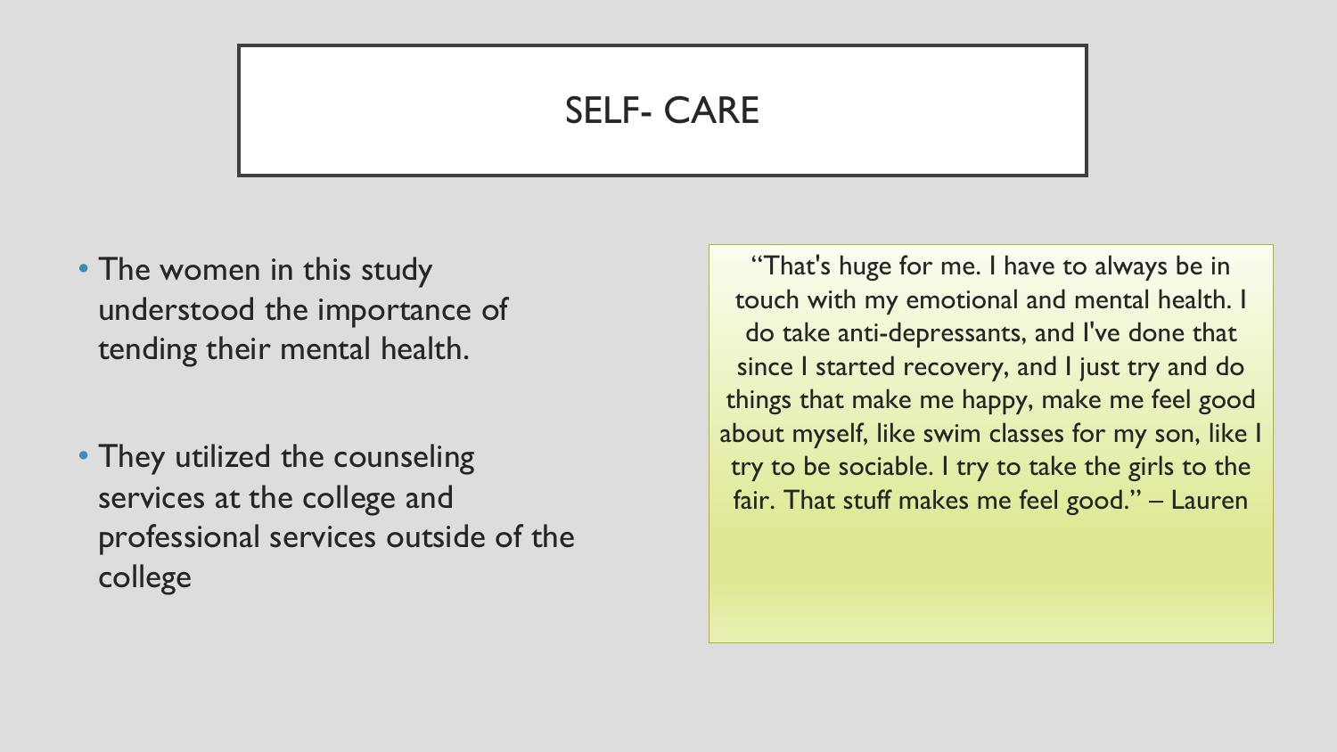# SELF- CARE

- The women in this study understood the importance of tending their mental health.
- They utilized the counseling services at the college and professional services outside of the college

"That's huge for me. I have to always be in touch with my emotional and mental health. I do take anti-depressants, and I've done that since I started recovery, and I just try and do things that make me happy, make me feel good about myself, like swim classes for my son, like I try to be sociable. I try to take the girls to the fair. That stuff makes me feel good." – Lauren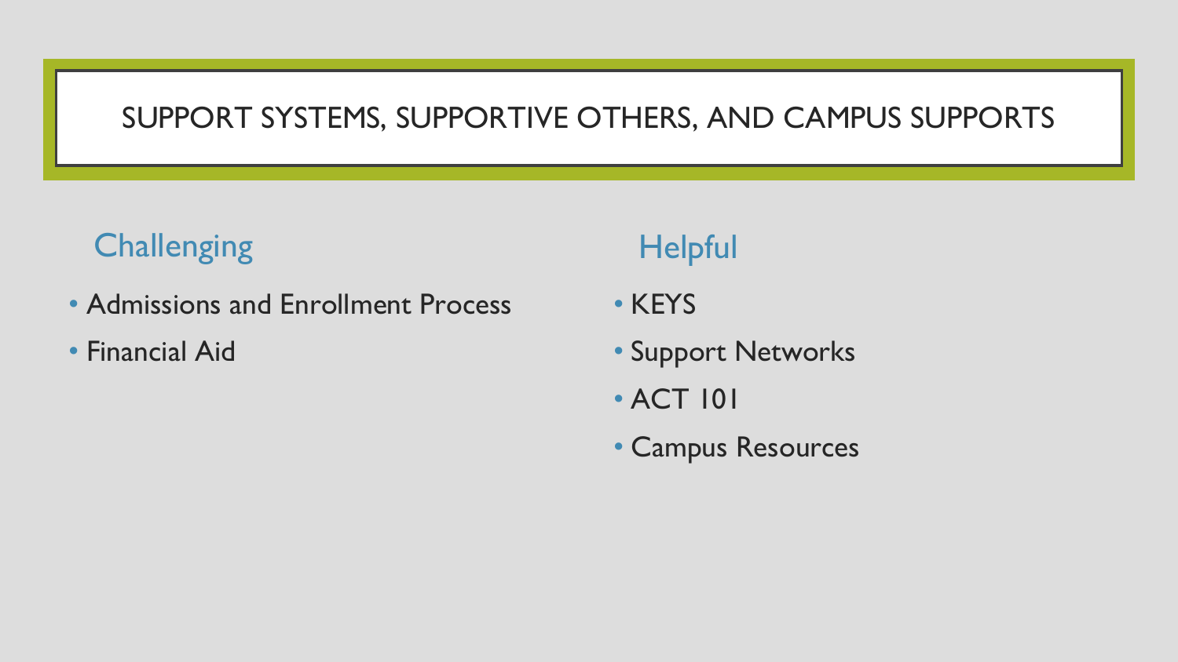# SUPPORT SYSTEMS, SUPPORTIVE OTHERS, AND CAMPUS SUPPORTS

## Challenging

- Admissions and Enrollment Process
- Financial Aid

## Helpful

- KEYS
- Support Networks
- ACT 101
- Campus Resources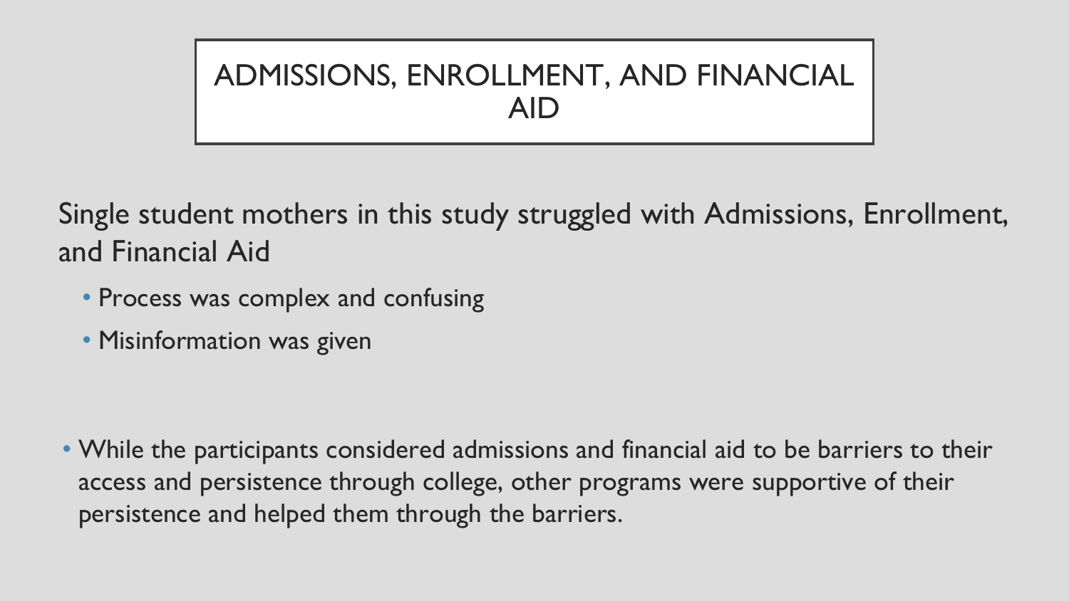# ADMISSIONS, ENROLLMENT, AND FINANCIAL AID

Single student mothers in this study struggled with Admissions, Enrollment, and Financial Aid

- Process was complex and confusing
- Misinformation was given

- While the participants considered admissions and financial aid to be barriers to their access and persistence through college, other programs were supportive of their persistence and helped them through the barriers.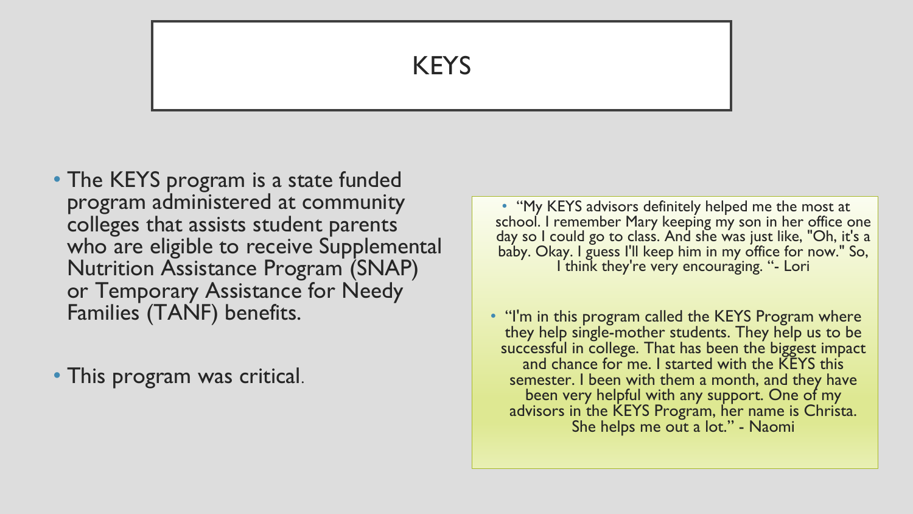# KEYS

- The KEYS program is a state funded program administered at community colleges that assists student parents who are eligible to receive Supplemental Nutrition Assistance Program (SNAP) or Temporary Assistance for Needy Families (TANF) benefits.
- This program was critical.

- "My KEYS advisors definitely helped me the most at school. I remember Mary keeping my son in her office one day so I could go to class. And she was just like, "Oh, it's a baby. Okay. I guess I'll keep him in my office for now." So, I think they're very encouraging. "- Lori
- "I'm in this program called the KEYS Program where they help single-mother students. They help us to be successful in college. That has been the biggest impact and chance for me. I started with the KEYS this semester. I been with them a month, and they have been very helpful with any support. One of my advisors in the KEYS Program, her name is Christa. She helps me out a lot." - Naomi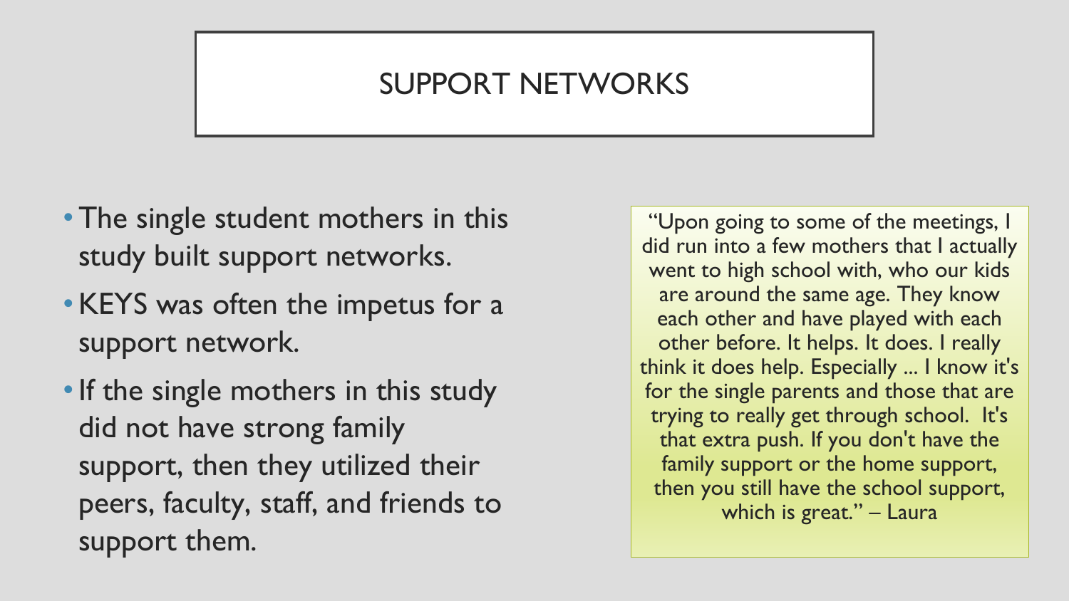# SUPPORT NETWORKS

- The single student mothers in this study built support networks.
- KEYS was often the impetus for a support network.
- If the single mothers in this study did not have strong family support, then they utilized their peers, faculty, staff, and friends to support them.

"Upon going to some of the meetings, I did run into a few mothers that I actually went to high school with, who our kids are around the same age. They know each other and have played with each other before. It helps. It does. I really think it does help. Especially ... I know it's for the single parents and those that are trying to really get through school. It's that extra push. If you don't have the family support or the home support, then you still have the school support, which is great." – Laura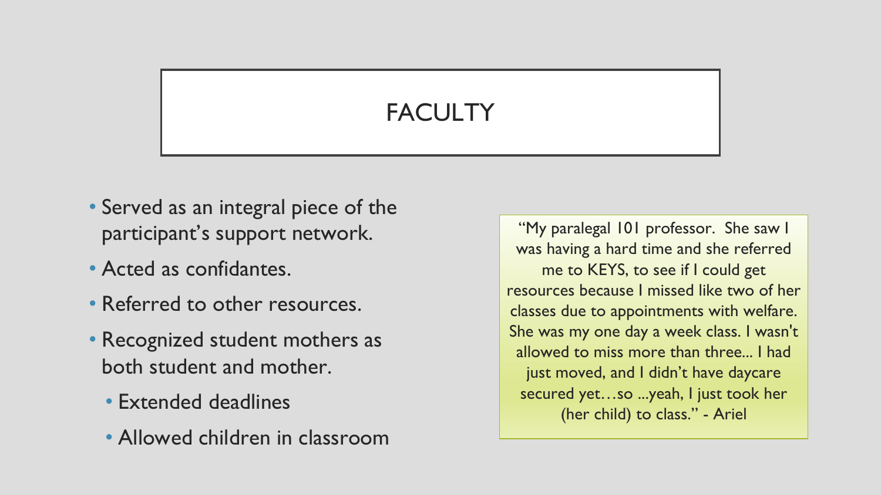# FACULTY

- Served as an integral piece of the participant's support network.
- Acted as confidantes.
- Referred to other resources.
- Recognized student mothers as both student and mother.
  - Extended deadlines
  - Allowed children in classroom

> "My paralegal 101 professor. She saw I was having a hard time and she referred me to KEYS, to see if I could get resources because I missed like two of her classes due to appointments with welfare. She was my one day a week class. I wasn't allowed to miss more than three... I had just moved, and I didn't have daycare secured yet…so ...yeah, I just took her (her child) to class." - Ariel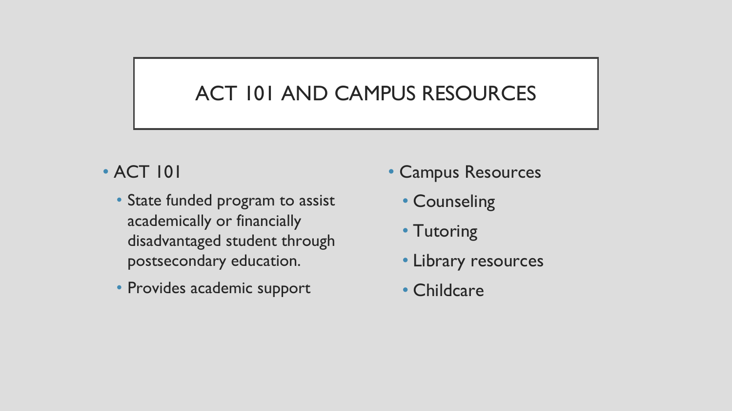# ACT 101 AND CAMPUS RESOURCES

- ACT 101
  - State funded program to assist academically or financially disadvantaged student through postsecondary education.
  - Provides academic support
- Campus Resources
  - Counseling
  - Tutoring
  - Library resources
  - Childcare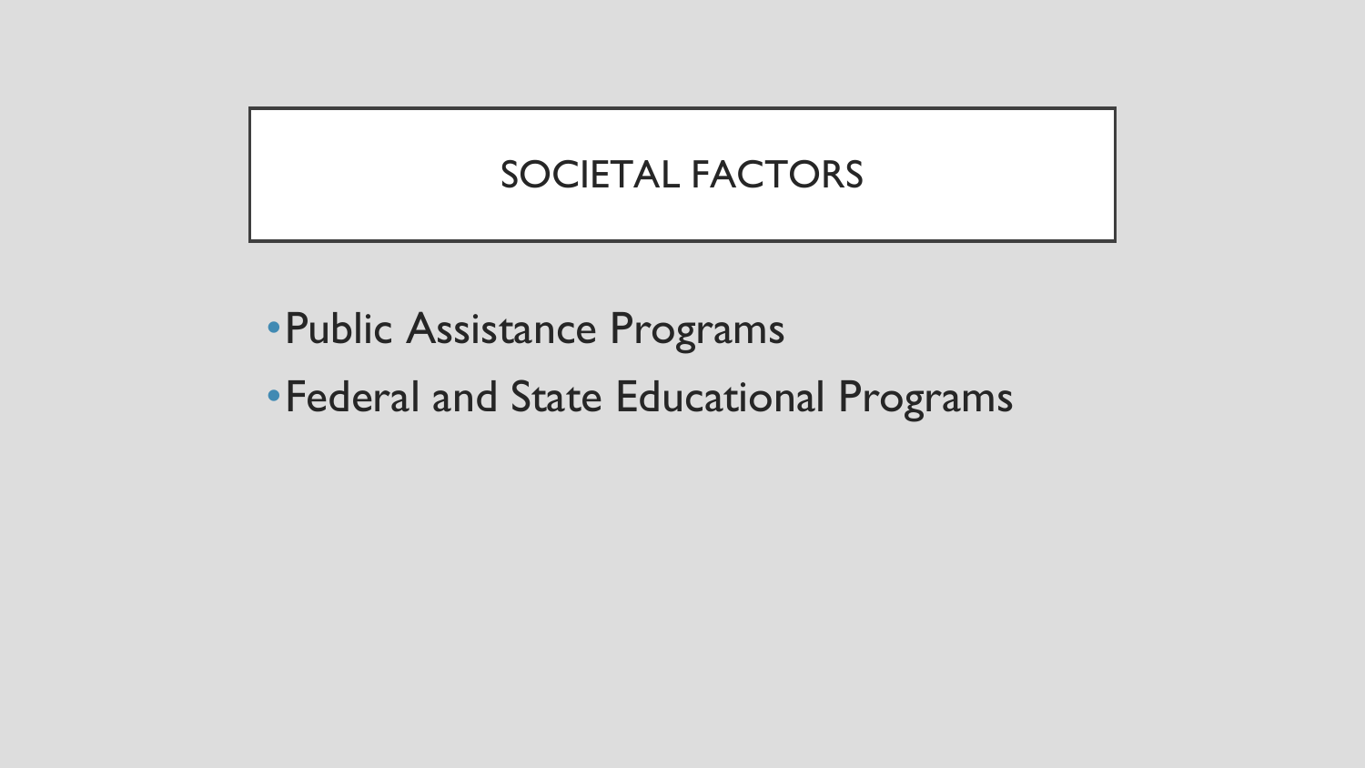# SOCIETAL FACTORS

- Public Assistance Programs
- Federal and State Educational Programs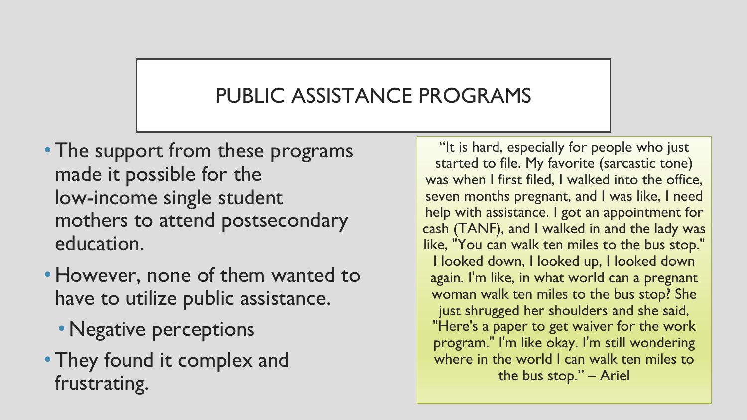# PUBLIC ASSISTANCE PROGRAMS

- The support from these programs made it possible for the low-income single student mothers to attend postsecondary education.
- However, none of them wanted to have to utilize public assistance.
  - Negative perceptions
- They found it complex and frustrating.

"It is hard, especially for people who just started to file. My favorite (sarcastic tone) was when I first filed, I walked into the office, seven months pregnant, and I was like, I need help with assistance. I got an appointment for cash (TANF), and I walked in and the lady was like, "You can walk ten miles to the bus stop." I looked down, I looked up, I looked down again. I'm like, in what world can a pregnant woman walk ten miles to the bus stop? She just shrugged her shoulders and she said, "Here's a paper to get waiver for the work program." I'm like okay. I'm still wondering where in the world I can walk ten miles to the bus stop." – Ariel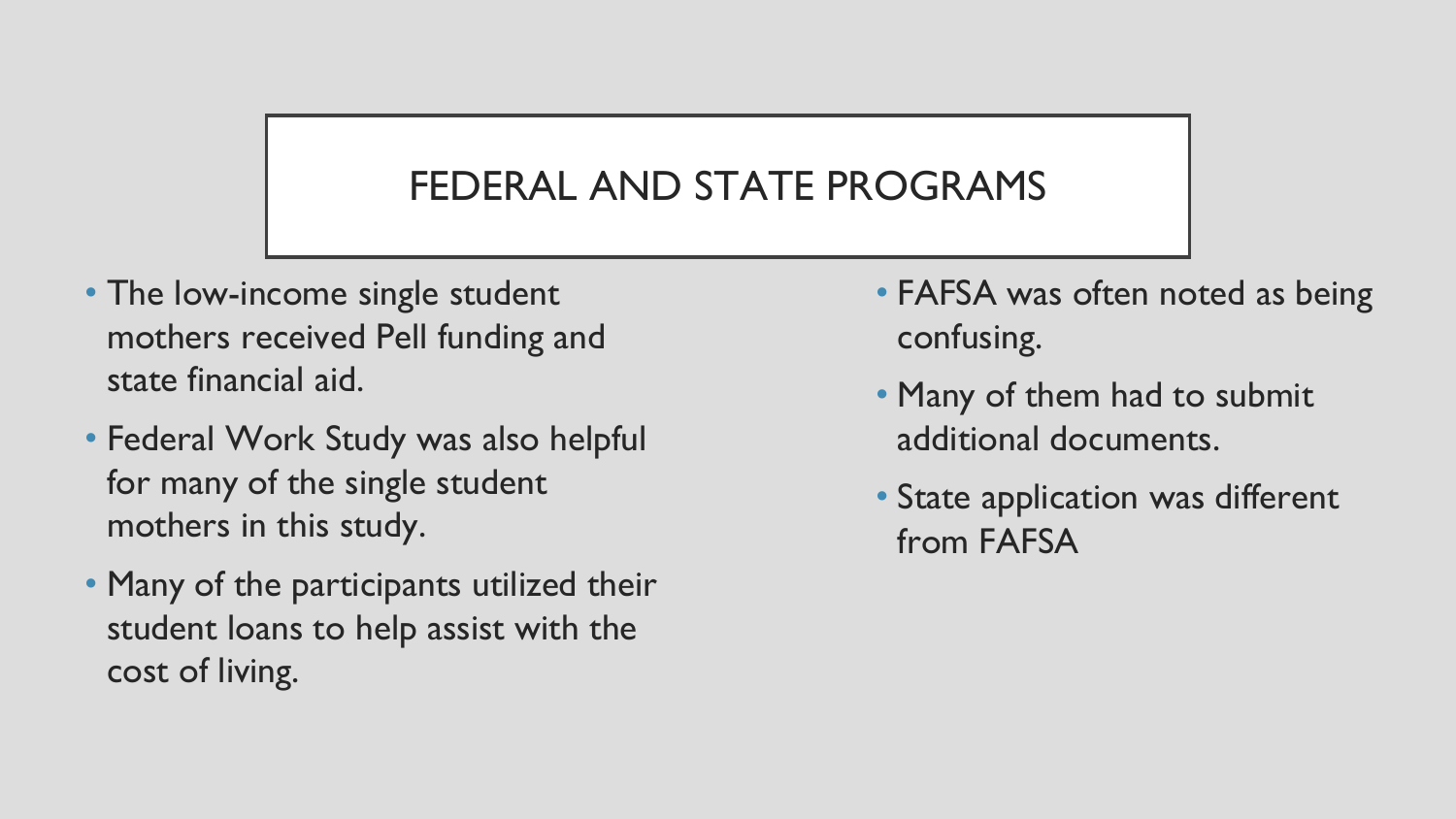# FEDERAL AND STATE PROGRAMS

- The low-income single student mothers received Pell funding and state financial aid.
- Federal Work Study was also helpful for many of the single student mothers in this study.
- Many of the participants utilized their student loans to help assist with the cost of living.
- FAFSA was often noted as being confusing.
- Many of them had to submit additional documents.
- State application was different from FAFSA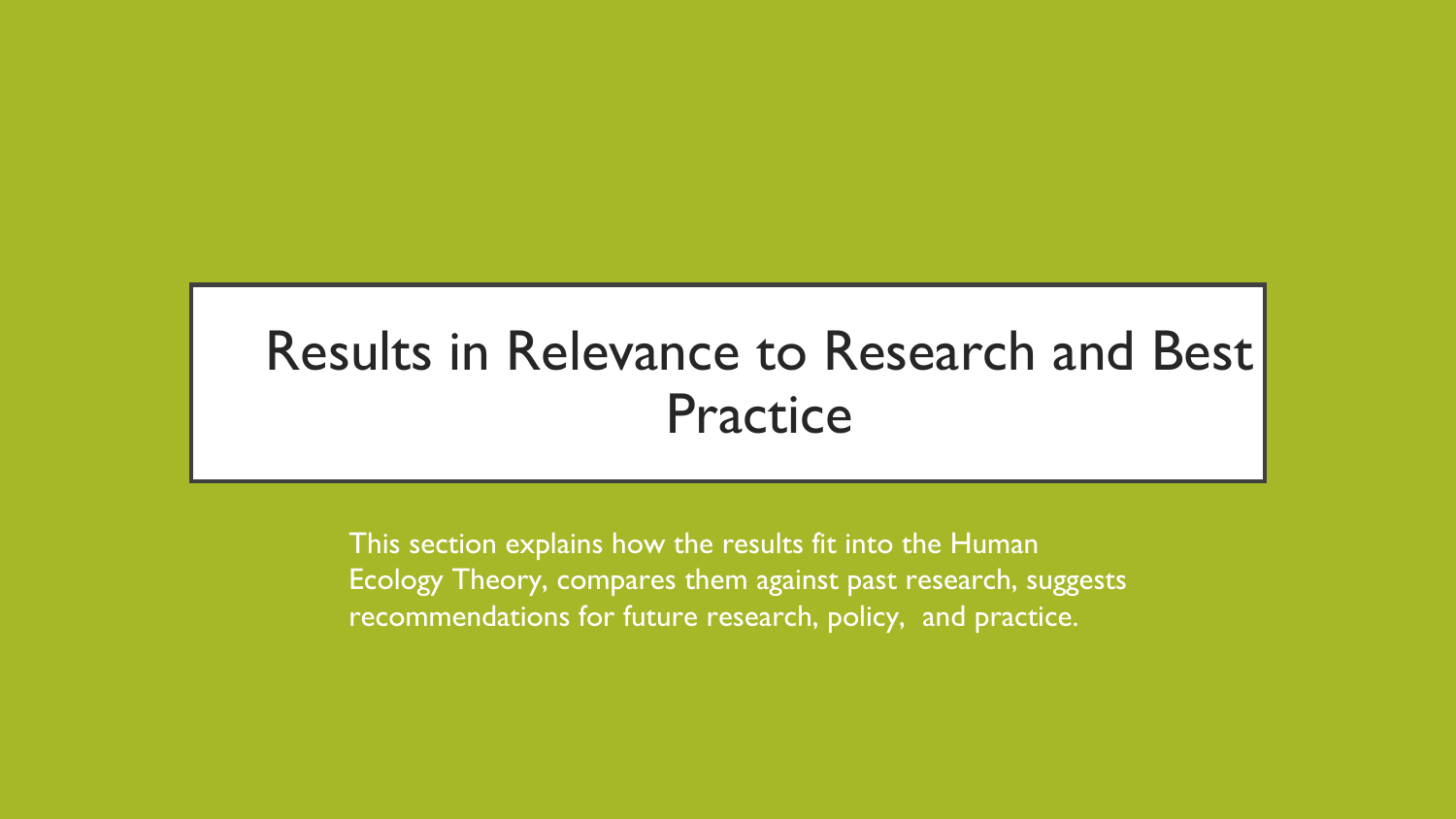# Results in Relevance to Research and Best Practice

This section explains how the results fit into the Human Ecology Theory, compares them against past research, suggests recommendations for future research, policy,  and practice.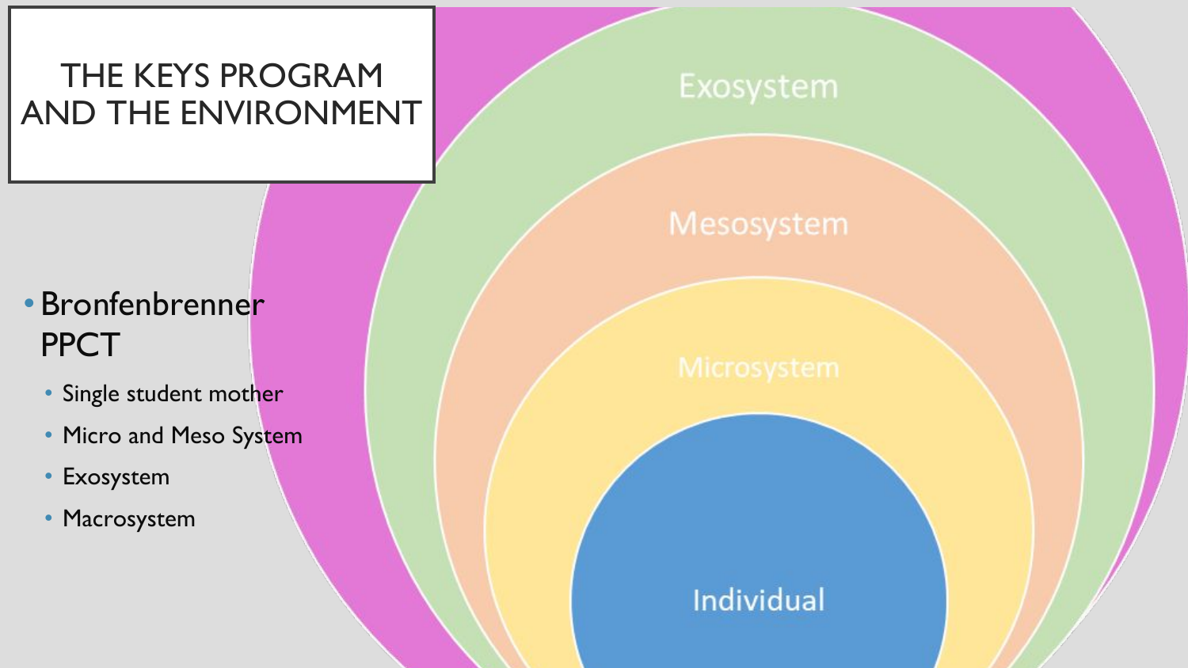# THE KEYS PROGRAM AND THE ENVIRONMENT

- Bronfenbrenner PPCT
  - Single student mother
  - Micro and Meso System
  - Exosystem
  - Macrosystem

Exosystem

Mesosystem

Microsystem

Individual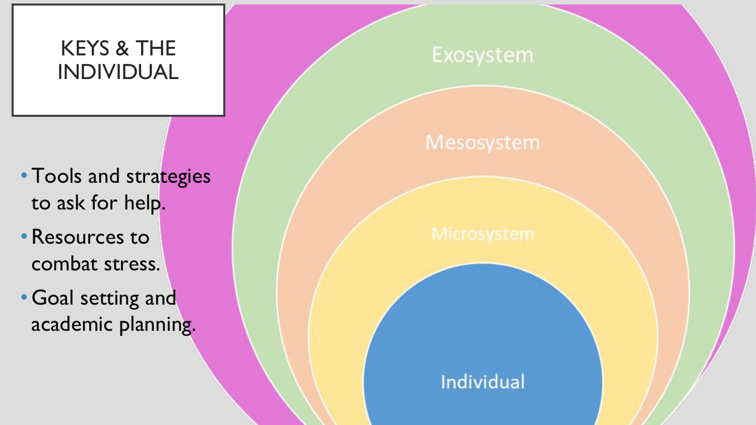# KEYS & THE INDIVIDUAL

- Tools and strategies to ask for help.
- Resources to combat stress.
- Goal setting and academic planning.

Exosystem

Mesosystem

Microsystem

Individual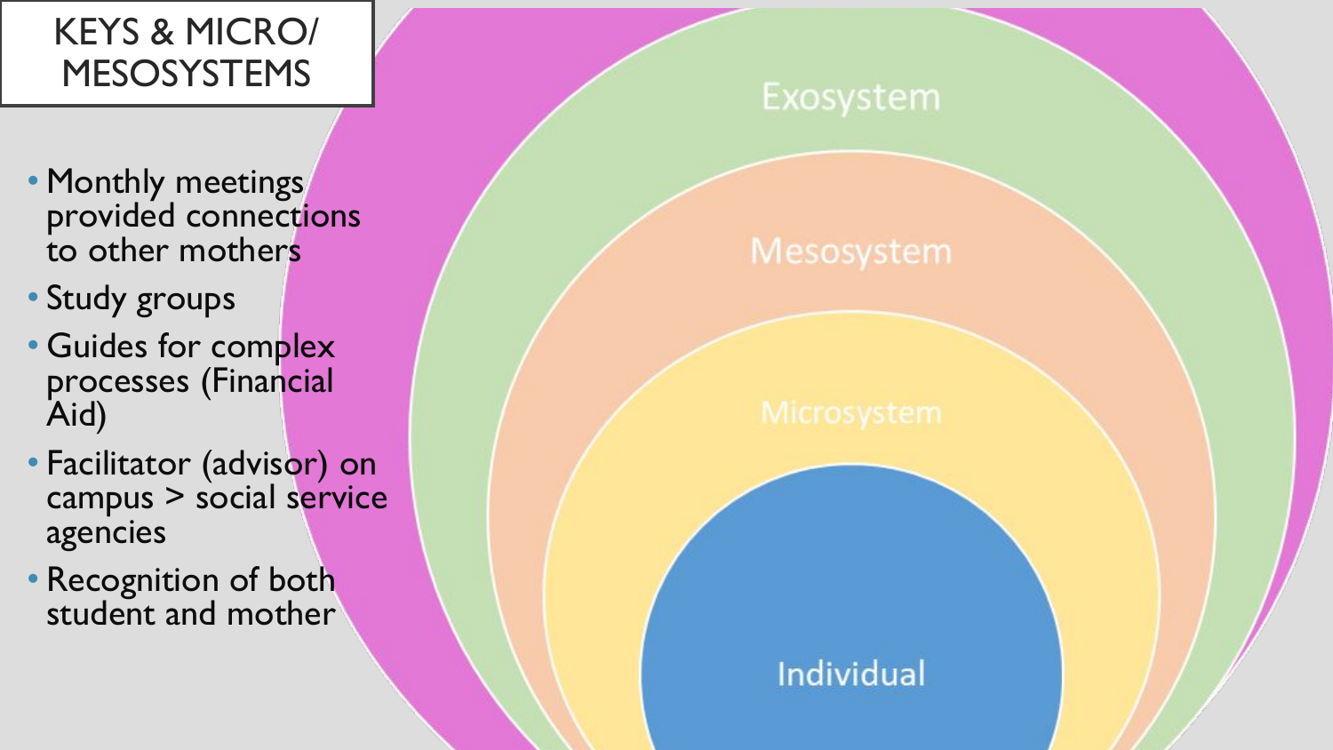# KEYS & MICRO/ MESOSYSTEMS

- Monthly meetings provided connections to other mothers
- Study groups
- Guides for complex processes (Financial Aid)
- Facilitator (advisor) on campus > social service agencies
- Recognition of both student and mother

Exosystem

Mesosystem

Microsystem

Individual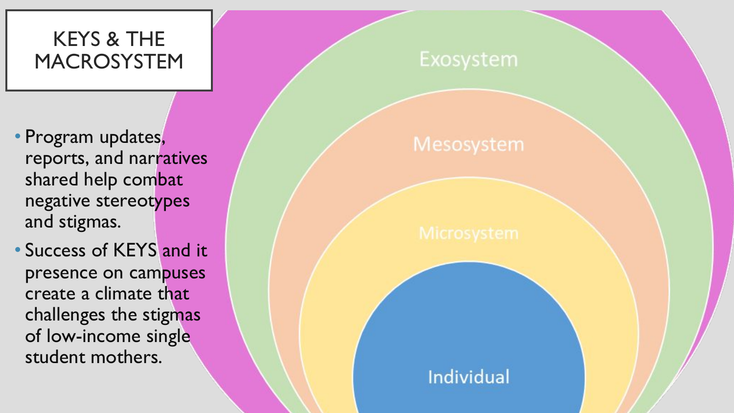# KEYS & THE MACROSYSTEM

- Program updates, reports, and narratives shared help combat negative stereotypes and stigmas.
- Success of KEYS and it presence on campuses create a climate that challenges the stigmas of low-income single student mothers.

Exosystem

Mesosystem

Microsystem

Individual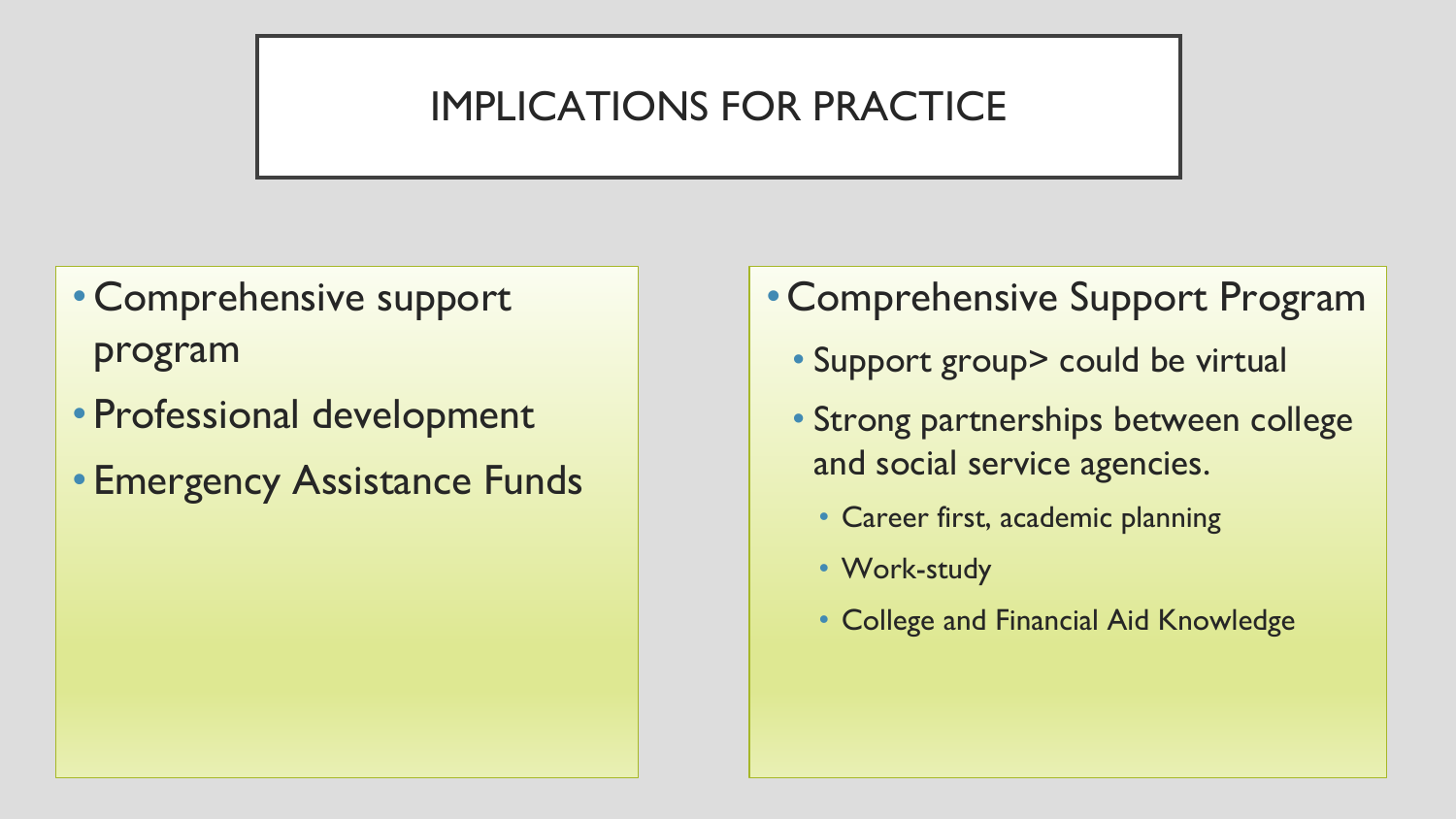# IMPLICATIONS FOR PRACTICE

- Comprehensive support program
- Professional development
- Emergency Assistance Funds

- Comprehensive Support Program
  - Support group> could be virtual
  - Strong partnerships between college and social service agencies.
    - Career first, academic planning
    - Work-study
    - College and Financial Aid Knowledge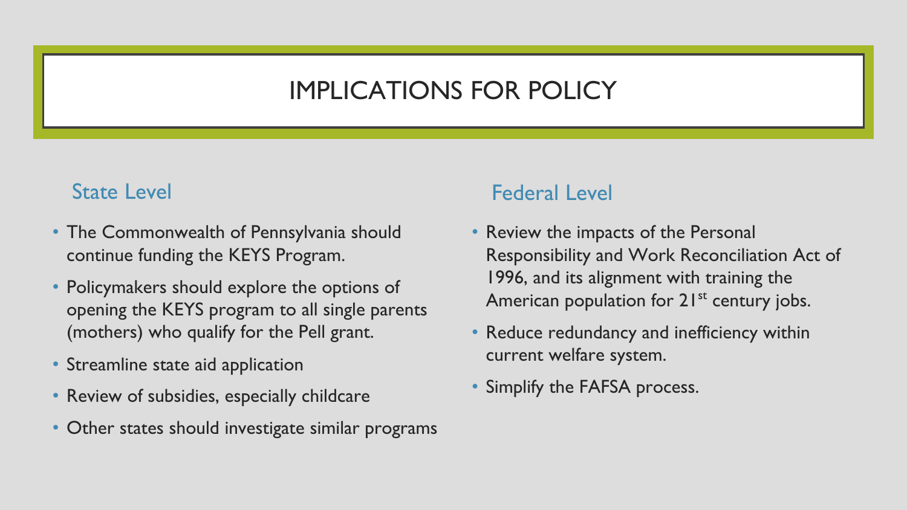# IMPLICATIONS FOR POLICY

## State Level

- The Commonwealth of Pennsylvania should continue funding the KEYS Program.
- Policymakers should explore the options of opening the KEYS program to all single parents (mothers) who qualify for the Pell grant.
- Streamline state aid application
- Review of subsidies, especially childcare
- Other states should investigate similar programs

## Federal Level

- Review the impacts of the Personal Responsibility and Work Reconciliation Act of 1996, and its alignment with training the American population for 21st century jobs.
- Reduce redundancy and inefficiency within current welfare system.
- Simplify the FAFSA process.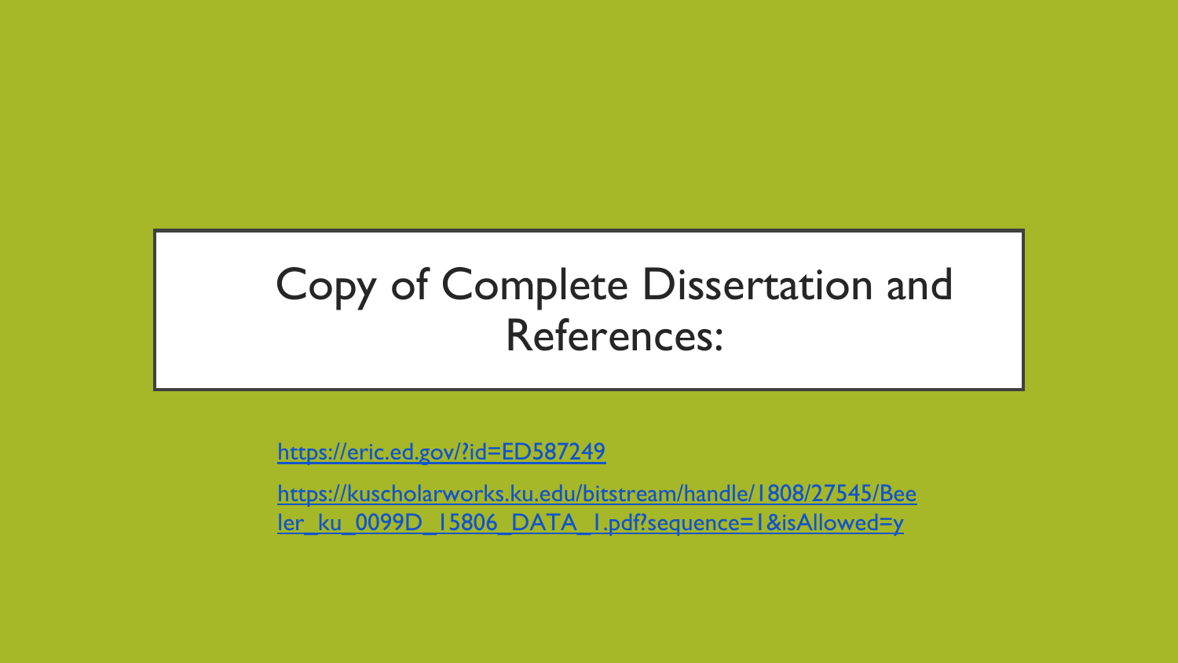# Copy of Complete Dissertation and References:

https://eric.ed.gov/?id=ED587249

https://kuscholarworks.ku.edu/bitstream/handle/1808/27545/Beeler_ku_0099D_15806_DATA_1.pdf?sequence=1&isAllowed=y